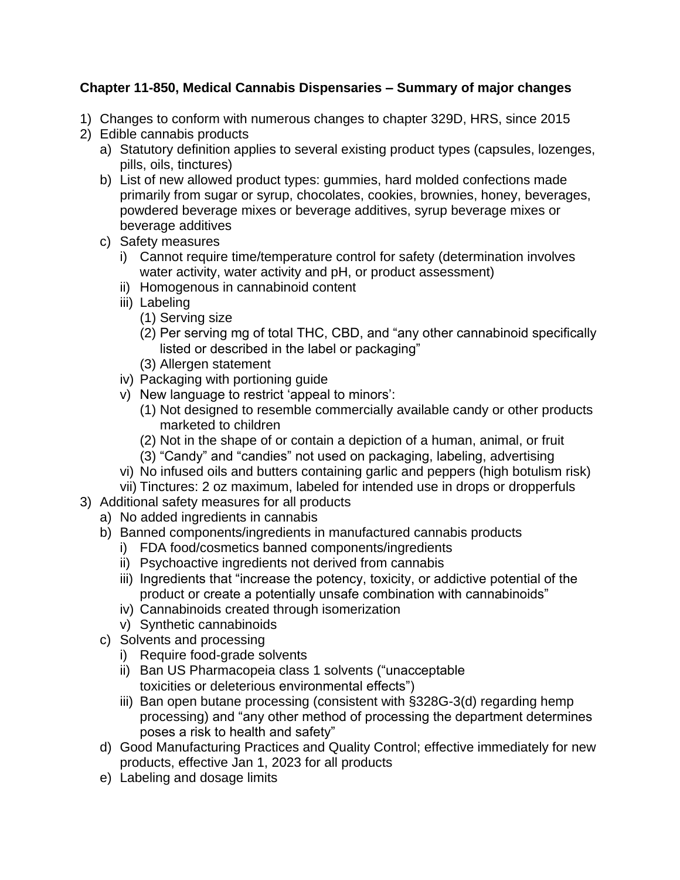**Chapter 11-850, Medical Cannabis Dispensaries – Summary of major changes**

1) Changes to conform with numerous changes to chapter 329D, HRS, since 2015
2) Edible cannabis products
    a) Statutory definition applies to several existing product types (capsules, lozenges, pills, oils, tinctures)
    b) List of new allowed product types: gummies, hard molded confections made primarily from sugar or syrup, chocolates, cookies, brownies, honey, beverages, powdered beverage mixes or beverage additives, syrup beverage mixes or beverage additives
    c) Safety measures
        i) Cannot require time/temperature control for safety (determination involves water activity, water activity and pH, or product assessment)
        ii) Homogenous in cannabinoid content
        iii) Labeling
            (1) Serving size
            (2) Per serving mg of total THC, CBD, and "any other cannabinoid specifically listed or described in the label or packaging"
            (3) Allergen statement
        iv) Packaging with portioning guide
        v) New language to restrict 'appeal to minors':
            (1) Not designed to resemble commercially available candy or other products marketed to children
            (2) Not in the shape of or contain a depiction of a human, animal, or fruit
            (3) "Candy" and "candies" not used on packaging, labeling, advertising
        vi) No infused oils and butters containing garlic and peppers (high botulism risk)
        vii) Tinctures: 2 oz maximum, labeled for intended use in drops or dropperfuls
3) Additional safety measures for all products
    a) No added ingredients in cannabis
    b) Banned components/ingredients in manufactured cannabis products
        i) FDA food/cosmetics banned components/ingredients
        ii) Psychoactive ingredients not derived from cannabis
        iii) Ingredients that "increase the potency, toxicity, or addictive potential of the product or create a potentially unsafe combination with cannabinoids"
        iv) Cannabinoids created through isomerization
        v) Synthetic cannabinoids
    c) Solvents and processing
        i) Require food-grade solvents
        ii) Ban US Pharmacopeia class 1 solvents ("unacceptable toxicities or deleterious environmental effects")
        iii) Ban open butane processing (consistent with §328G-3(d) regarding hemp processing) and "any other method of processing the department determines poses a risk to health and safety"
    d) Good Manufacturing Practices and Quality Control; effective immediately for new products, effective Jan 1, 2023 for all products
    e) Labeling and dosage limits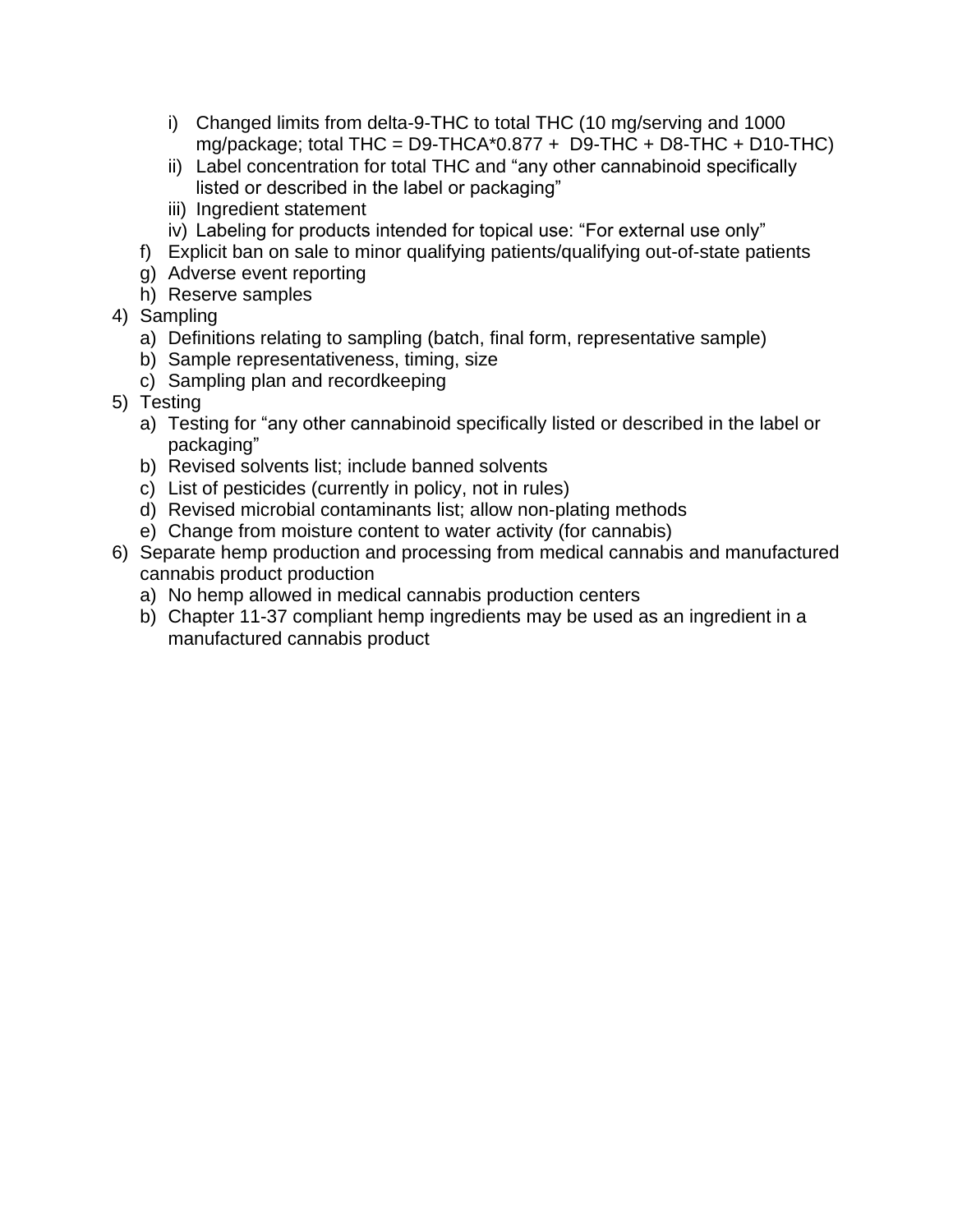i) Changed limits from delta-9-THC to total THC (10 mg/serving and 1000 mg/package; total THC = D9-THCA*0.877 + D9-THC + D8-THC + D10-THC)
      ii) Label concentration for total THC and "any other cannabinoid specifically listed or described in the label or packaging"
      iii) Ingredient statement
      iv) Labeling for products intended for topical use: "For external use only"
   f) Explicit ban on sale to minor qualifying patients/qualifying out-of-state patients
   g) Adverse event reporting
   h) Reserve samples
4) Sampling
   a) Definitions relating to sampling (batch, final form, representative sample)
   b) Sample representativeness, timing, size
   c) Sampling plan and recordkeeping
5) Testing
   a) Testing for "any other cannabinoid specifically listed or described in the label or packaging"
   b) Revised solvents list; include banned solvents
   c) List of pesticides (currently in policy, not in rules)
   d) Revised microbial contaminants list; allow non-plating methods
   e) Change from moisture content to water activity (for cannabis)
6) Separate hemp production and processing from medical cannabis and manufactured cannabis product production
   a) No hemp allowed in medical cannabis production centers
   b) Chapter 11-37 compliant hemp ingredients may be used as an ingredient in a manufactured cannabis product